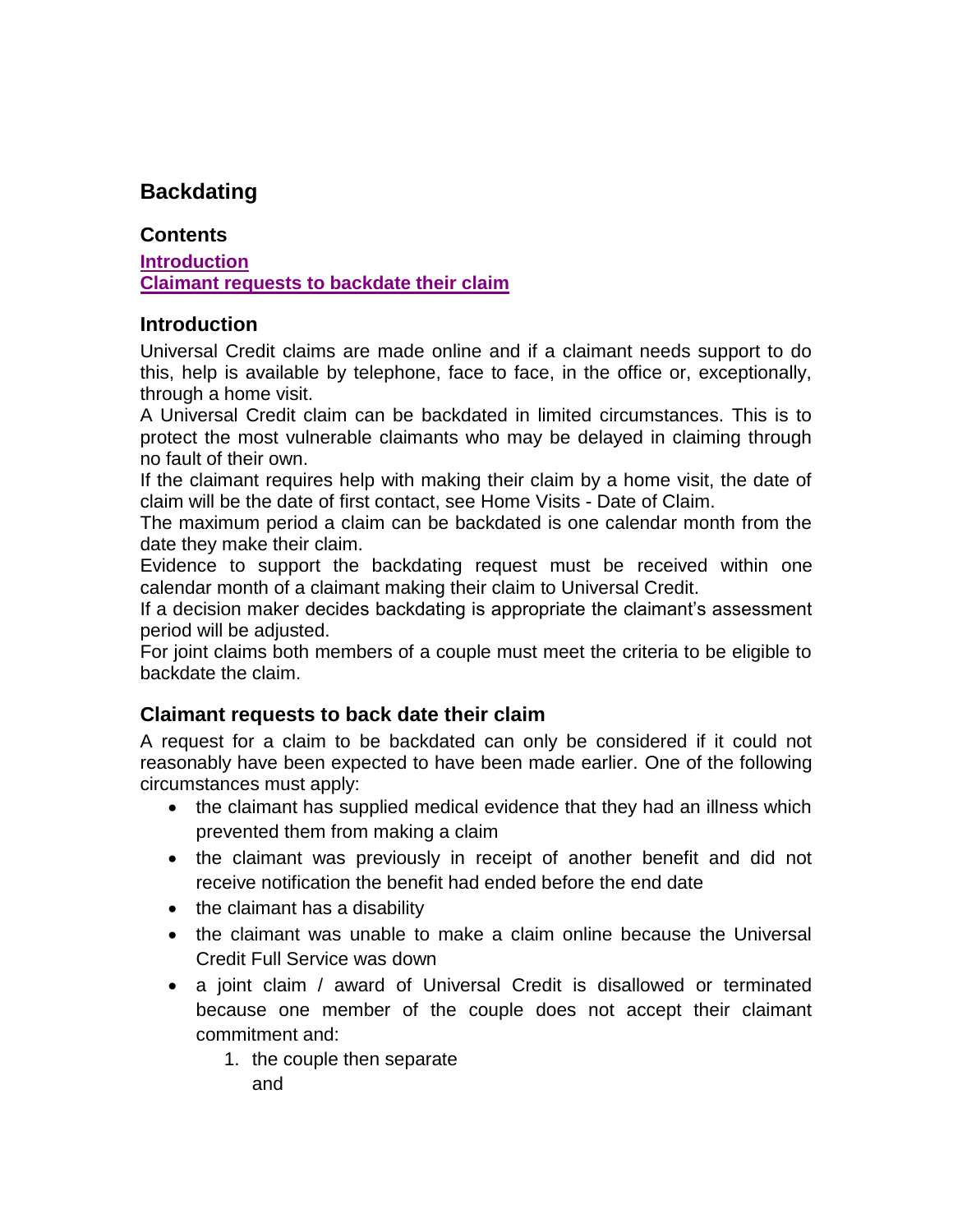# Backdating

## Contents

[Introduction](#introduction)
[Claimant requests to backdate their claim](#claimant-requests-to-back-date-their-claim)

## Introduction

Universal Credit claims are made online and if a claimant needs support to do this, help is available by telephone, face to face, in the office or, exceptionally, through a home visit.

A Universal Credit claim can be backdated in limited circumstances. This is to protect the most vulnerable claimants who may be delayed in claiming through no fault of their own.

If the claimant requires help with making their claim by a home visit, the date of claim will be the date of first contact, see Home Visits - Date of Claim.

The maximum period a claim can be backdated is one calendar month from the date they make their claim.

Evidence to support the backdating request must be received within one calendar month of a claimant making their claim to Universal Credit.

If a decision maker decides backdating is appropriate the claimant's assessment period will be adjusted.

For joint claims both members of a couple must meet the criteria to be eligible to backdate the claim.

## Claimant requests to back date their claim

A request for a claim to be backdated can only be considered if it could not reasonably have been expected to have been made earlier. One of the following circumstances must apply:

- the claimant has supplied medical evidence that they had an illness which prevented them from making a claim
- the claimant was previously in receipt of another benefit and did not receive notification the benefit had ended before the end date
- the claimant has a disability
- the claimant was unable to make a claim online because the Universal Credit Full Service was down
- a joint claim / award of Universal Credit is disallowed or terminated because one member of the couple does not accept their claimant commitment and:
    1. the couple then separate
    
       and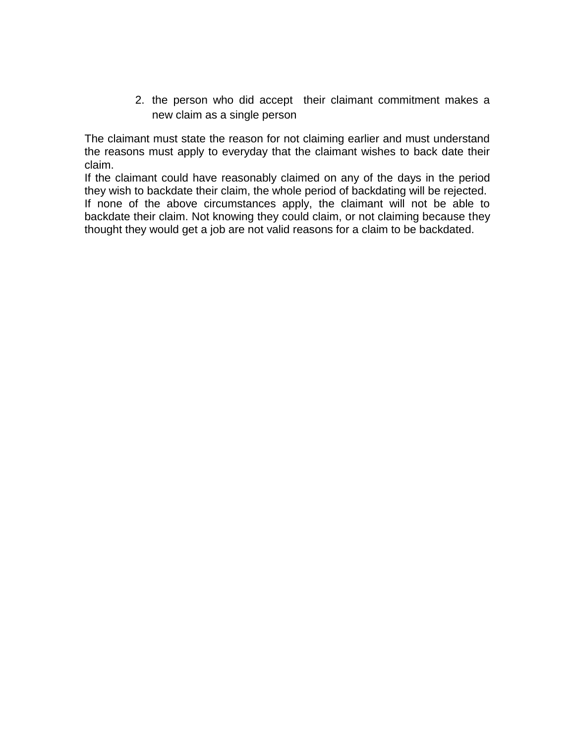2. the person who did accept their claimant commitment makes a new claim as a single person

The claimant must state the reason for not claiming earlier and must understand the reasons must apply to everyday that the claimant wishes to back date their claim.

If the claimant could have reasonably claimed on any of the days in the period they wish to backdate their claim, the whole period of backdating will be rejected.

If none of the above circumstances apply, the claimant will not be able to backdate their claim. Not knowing they could claim, or not claiming because they thought they would get a job are not valid reasons for a claim to be backdated.